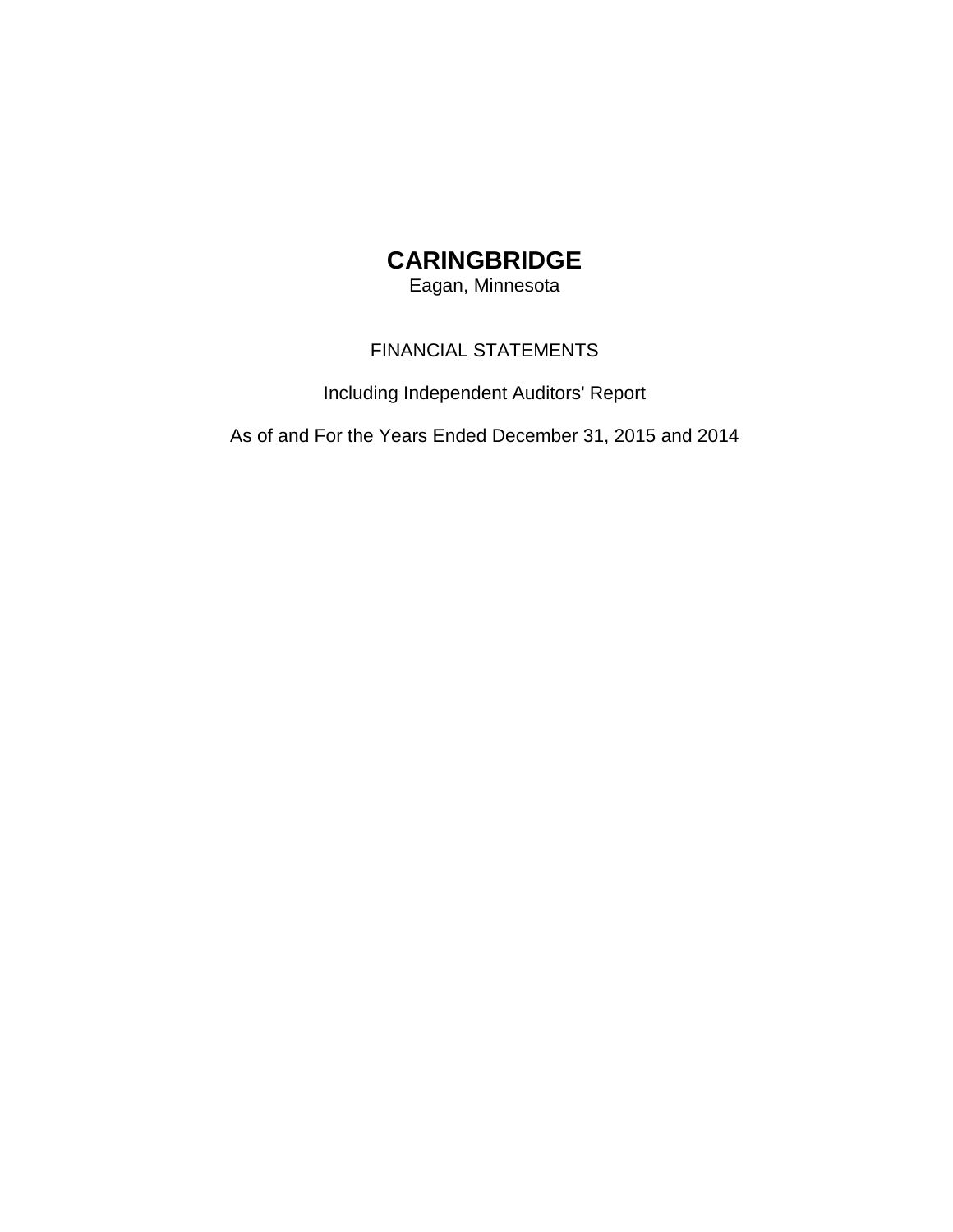# CARINGBRIDGE

Eagan, Minnesota

FINANCIAL STATEMENTS

Including Independent Auditors' Report

As of and For the Years Ended December 31, 2015 and 2014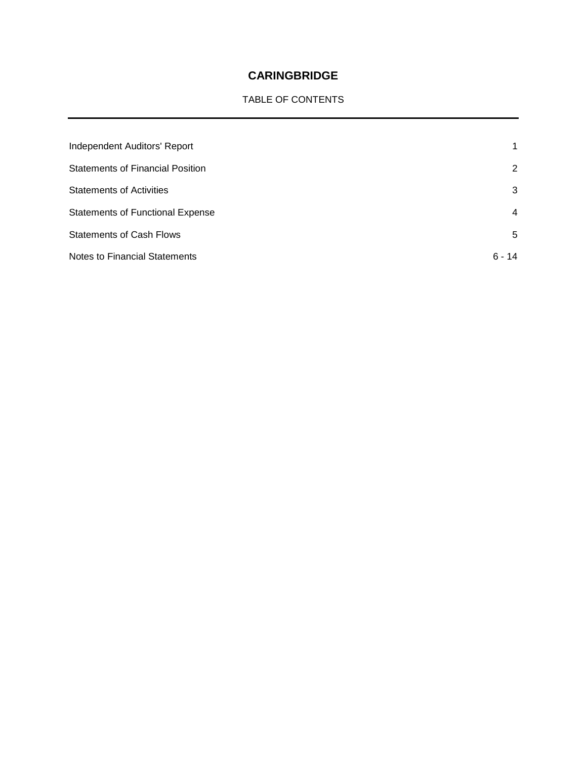# CARINGBRIDGE

TABLE OF CONTENTS

| | |
|---|---|
| Independent Auditors' Report | 1 |
| Statements of Financial Position | 2 |
| Statements of Activities | 3 |
| Statements of Functional Expense | 4 |
| Statements of Cash Flows | 5 |
| Notes to Financial Statements | 6 - 14 |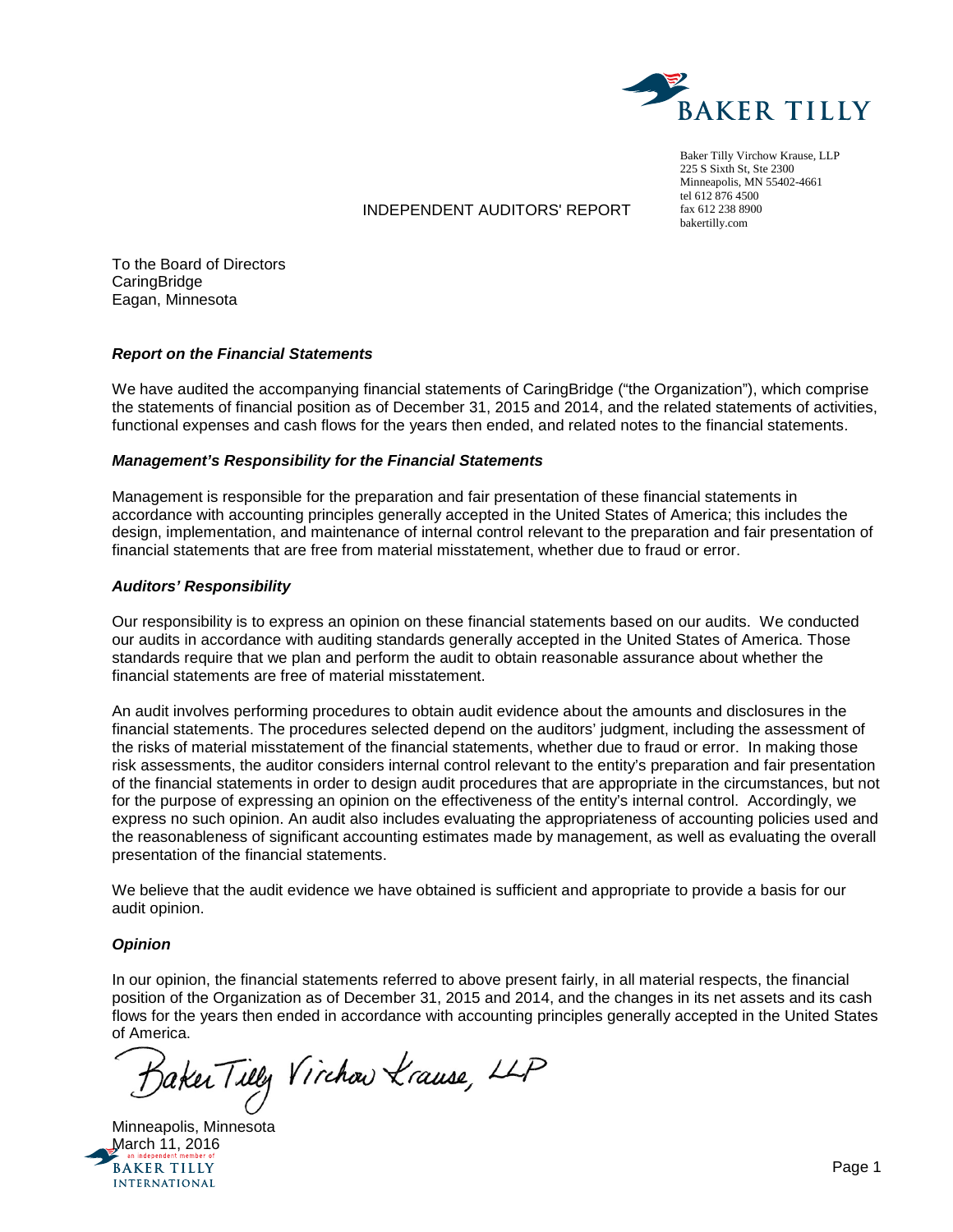BAKER TILLY

Baker Tilly Virchow Krause, LLP
225 S Sixth St, Ste 2300
Minneapolis, MN 55402-4661
tel 612 876 4500
fax 612 238 8900
bakertilly.com

# INDEPENDENT AUDITORS' REPORT

To the Board of Directors
CaringBridge
Eagan, Minnesota

***Report on the Financial Statements***

We have audited the accompanying financial statements of CaringBridge ("the Organization"), which comprise the statements of financial position as of December 31, 2015 and 2014, and the related statements of activities, functional expenses and cash flows for the years then ended, and related notes to the financial statements.

***Management's Responsibility for the Financial Statements***

Management is responsible for the preparation and fair presentation of these financial statements in accordance with accounting principles generally accepted in the United States of America; this includes the design, implementation, and maintenance of internal control relevant to the preparation and fair presentation of financial statements that are free from material misstatement, whether due to fraud or error.

***Auditors' Responsibility***

Our responsibility is to express an opinion on these financial statements based on our audits. We conducted our audits in accordance with auditing standards generally accepted in the United States of America. Those standards require that we plan and perform the audit to obtain reasonable assurance about whether the financial statements are free of material misstatement.

An audit involves performing procedures to obtain audit evidence about the amounts and disclosures in the financial statements. The procedures selected depend on the auditors' judgment, including the assessment of the risks of material misstatement of the financial statements, whether due to fraud or error. In making those risk assessments, the auditor considers internal control relevant to the entity's preparation and fair presentation of the financial statements in order to design audit procedures that are appropriate in the circumstances, but not for the purpose of expressing an opinion on the effectiveness of the entity's internal control. Accordingly, we express no such opinion. An audit also includes evaluating the appropriateness of accounting policies used and the reasonableness of significant accounting estimates made by management, as well as evaluating the overall presentation of the financial statements.

We believe that the audit evidence we have obtained is sufficient and appropriate to provide a basis for our audit opinion.

***Opinion***

In our opinion, the financial statements referred to above present fairly, in all material respects, the financial position of the Organization as of December 31, 2015 and 2014, and the changes in its net assets and its cash flows for the years then ended in accordance with accounting principles generally accepted in the United States of America.

Baker Tilly Virchow Krause, LLP

Minneapolis, Minnesota
March 11, 2016

an independent member of
BAKER TILLY
INTERNATIONAL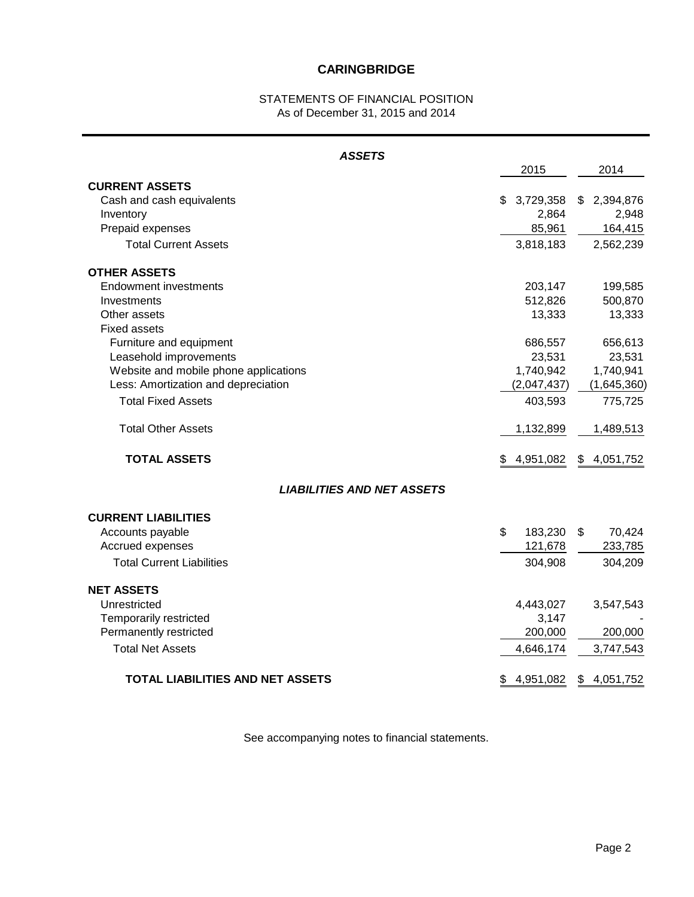# CARINGBRIDGE

## STATEMENTS OF FINANCIAL POSITION
As of December 31, 2015 and 2014

### *ASSETS*

| | 2015 | 2014 |
|---|---|---|
| **CURRENT ASSETS** | | |
| Cash and cash equivalents | $ 3,729,358 | $ 2,394,876 |
| Inventory | 2,864 | 2,948 |
| Prepaid expenses | 85,961 | 164,415 |
| Total Current Assets | 3,818,183 | 2,562,239 |
| **OTHER ASSETS** | | |
| Endowment investments | 203,147 | 199,585 |
| Investments | 512,826 | 500,870 |
| Other assets | 13,333 | 13,333 |
| Fixed assets | | |
| Furniture and equipment | 686,557 | 656,613 |
| Leasehold improvements | 23,531 | 23,531 |
| Website and mobile phone applications | 1,740,942 | 1,740,941 |
| Less: Amortization and depreciation | (2,047,437) | (1,645,360) |
| Total Fixed Assets | 403,593 | 775,725 |
| Total Other Assets | 1,132,899 | 1,489,513 |
| **TOTAL ASSETS** | $ 4,951,082 | $ 4,051,752 |

### *LIABILITIES AND NET ASSETS*

| | 2015 | 2014 |
|---|---|---|
| **CURRENT LIABILITIES** | | |
| Accounts payable | $ 183,230 | $ 70,424 |
| Accrued expenses | 121,678 | 233,785 |
| Total Current Liabilities | 304,908 | 304,209 |
| **NET ASSETS** | | |
| Unrestricted | 4,443,027 | 3,547,543 |
| Temporarily restricted | 3,147 | - |
| Permanently restricted | 200,000 | 200,000 |
| Total Net Assets | 4,646,174 | 3,747,543 |
| **TOTAL LIABILITIES AND NET ASSETS** | $ 4,951,082 | $ 4,051,752 |

See accompanying notes to financial statements.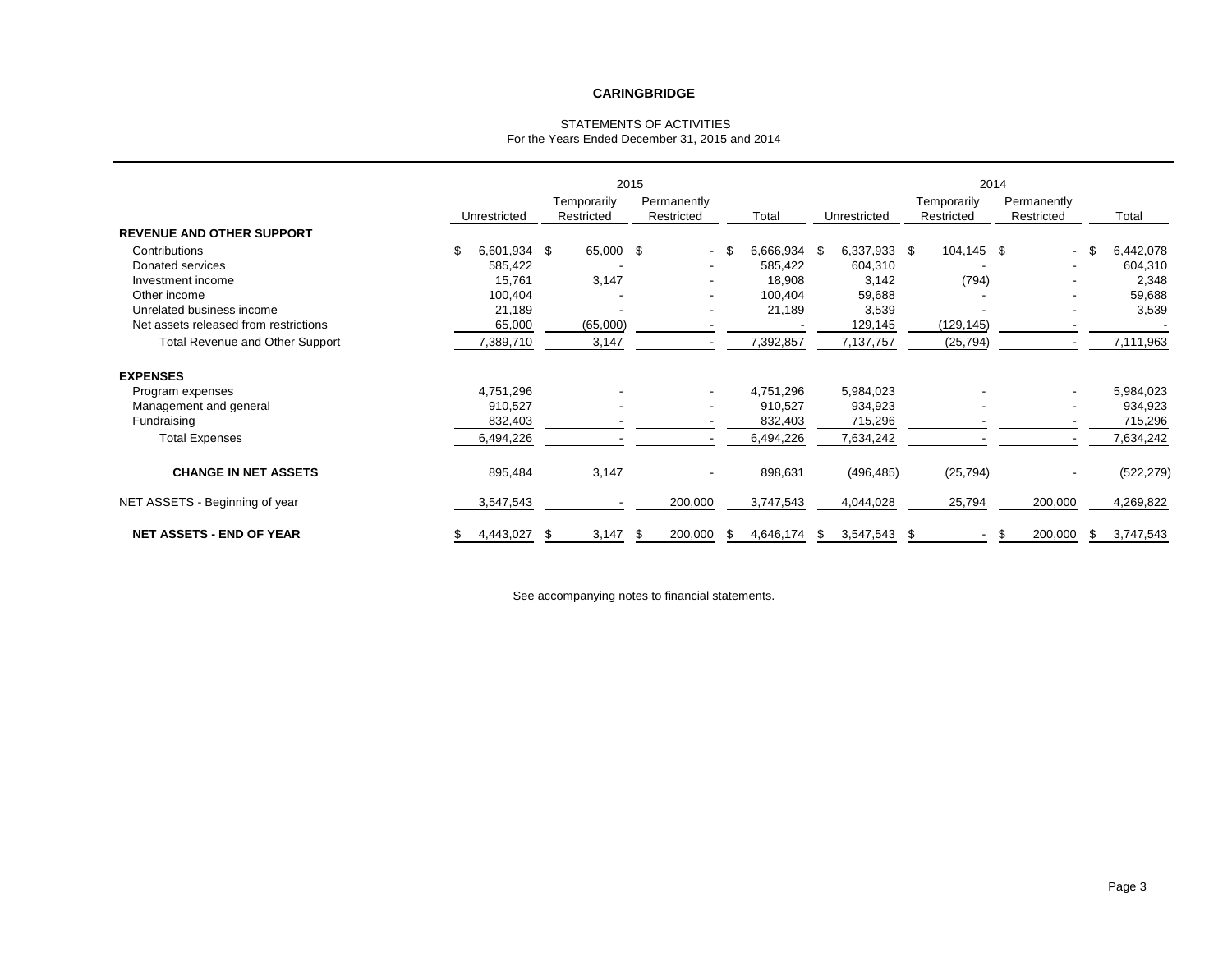# CARINGBRIDGE

STATEMENTS OF ACTIVITIES
For the Years Ended December 31, 2015 and 2014

| | 2015 | | | | 2014 | | | |
|---|---|---|---|---|---|---|---|---|
| | Unrestricted | Temporarily Restricted | Permanently Restricted | Total | Unrestricted | Temporarily Restricted | Permanently Restricted | Total |
| **REVENUE AND OTHER SUPPORT** | | | | | | | | |
| Contributions | $ 6,601,934 | $ 65,000 | $ - | $ 6,666,934 | $ 6,337,933 | $ 104,145 | $ - | $ 6,442,078 |
| Donated services | 585,422 | - | - | 585,422 | 604,310 | - | - | 604,310 |
| Investment income | 15,761 | 3,147 | - | 18,908 | 3,142 | (794) | - | 2,348 |
| Other income | 100,404 | - | - | 100,404 | 59,688 | - | - | 59,688 |
| Unrelated business income | 21,189 | - | - | 21,189 | 3,539 | - | - | 3,539 |
| Net assets released from restrictions | 65,000 | (65,000) | - | - | 129,145 | (129,145) | - | - |
| Total Revenue and Other Support | 7,389,710 | 3,147 | - | 7,392,857 | 7,137,757 | (25,794) | - | 7,111,963 |
| **EXPENSES** | | | | | | | | |
| Program expenses | 4,751,296 | - | - | 4,751,296 | 5,984,023 | - | - | 5,984,023 |
| Management and general | 910,527 | - | - | 910,527 | 934,923 | - | - | 934,923 |
| Fundraising | 832,403 | - | - | 832,403 | 715,296 | - | - | 715,296 |
| Total Expenses | 6,494,226 | - | - | 6,494,226 | 7,634,242 | - | - | 7,634,242 |
| **CHANGE IN NET ASSETS** | 895,484 | 3,147 | - | 898,631 | (496,485) | (25,794) | - | (522,279) |
| NET ASSETS - Beginning of year | 3,547,543 | - | 200,000 | 3,747,543 | 4,044,028 | 25,794 | 200,000 | 4,269,822 |
| **NET ASSETS - END OF YEAR** | $ 4,443,027 | $ 3,147 | $ 200,000 | $ 4,646,174 | $ 3,547,543 | $ - | $ 200,000 | $ 3,747,543 |

See accompanying notes to financial statements.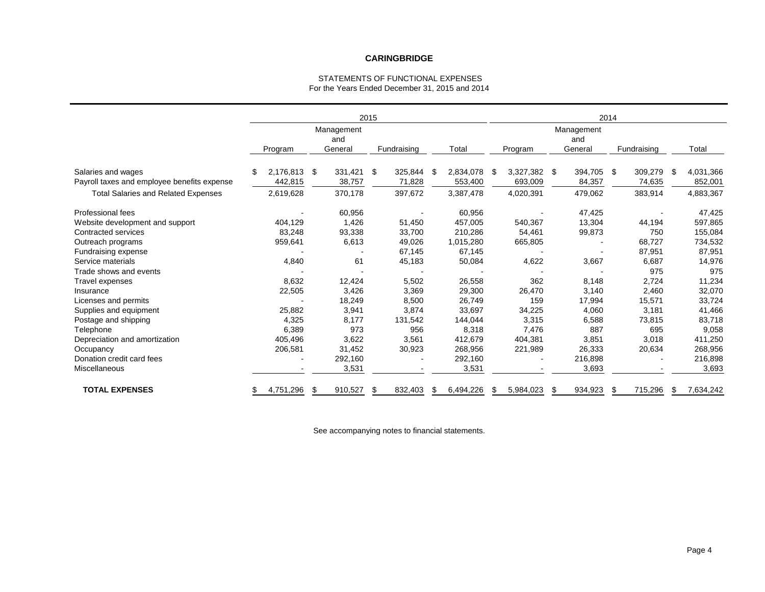**CARINGBRIDGE**

STATEMENTS OF FUNCTIONAL EXPENSES
For the Years Ended December 31, 2015 and 2014

| | 2015 | | | | 2014 | | | |
|---|---|---|---|---|---|---|---|---|
| | Program | Management and General | Fundraising | Total | Program | Management and General | Fundraising | Total |
| Salaries and wages | $ 2,176,813 | $ 331,421 | $ 325,844 | $ 2,834,078 | $ 3,327,382 | $ 394,705 | $ 309,279 | $ 4,031,366 |
| Payroll taxes and employee benefits expense | 442,815 | 38,757 | 71,828 | 553,400 | 693,009 | 84,357 | 74,635 | 852,001 |
| Total Salaries and Related Expenses | 2,619,628 | 370,178 | 397,672 | 3,387,478 | 4,020,391 | 479,062 | 383,914 | 4,883,367 |
| Professional fees | - | 60,956 | - | 60,956 | - | 47,425 | - | 47,425 |
| Website development and support | 404,129 | 1,426 | 51,450 | 457,005 | 540,367 | 13,304 | 44,194 | 597,865 |
| Contracted services | 83,248 | 93,338 | 33,700 | 210,286 | 54,461 | 99,873 | 750 | 155,084 |
| Outreach programs | 959,641 | 6,613 | 49,026 | 1,015,280 | 665,805 | - | 68,727 | 734,532 |
| Fundraising expense | - | - | 67,145 | 67,145 | - | - | 87,951 | 87,951 |
| Service materials | 4,840 | 61 | 45,183 | 50,084 | 4,622 | 3,667 | 6,687 | 14,976 |
| Trade shows and events | - | - | - | - | - | - | 975 | 975 |
| Travel expenses | 8,632 | 12,424 | 5,502 | 26,558 | 362 | 8,148 | 2,724 | 11,234 |
| Insurance | 22,505 | 3,426 | 3,369 | 29,300 | 26,470 | 3,140 | 2,460 | 32,070 |
| Licenses and permits | - | 18,249 | 8,500 | 26,749 | 159 | 17,994 | 15,571 | 33,724 |
| Supplies and equipment | 25,882 | 3,941 | 3,874 | 33,697 | 34,225 | 4,060 | 3,181 | 41,466 |
| Postage and shipping | 4,325 | 8,177 | 131,542 | 144,044 | 3,315 | 6,588 | 73,815 | 83,718 |
| Telephone | 6,389 | 973 | 956 | 8,318 | 7,476 | 887 | 695 | 9,058 |
| Depreciation and amortization | 405,496 | 3,622 | 3,561 | 412,679 | 404,381 | 3,851 | 3,018 | 411,250 |
| Occupancy | 206,581 | 31,452 | 30,923 | 268,956 | 221,989 | 26,333 | 20,634 | 268,956 |
| Donation credit card fees | - | 292,160 | - | 292,160 | - | 216,898 | - | 216,898 |
| Miscellaneous | - | 3,531 | - | 3,531 | - | 3,693 | - | 3,693 |
| **TOTAL EXPENSES** | $ 4,751,296 | $ 910,527 | $ 832,403 | $ 6,494,226 | $ 5,984,023 | $ 934,923 | $ 715,296 | $ 7,634,242 |

See accompanying notes to financial statements.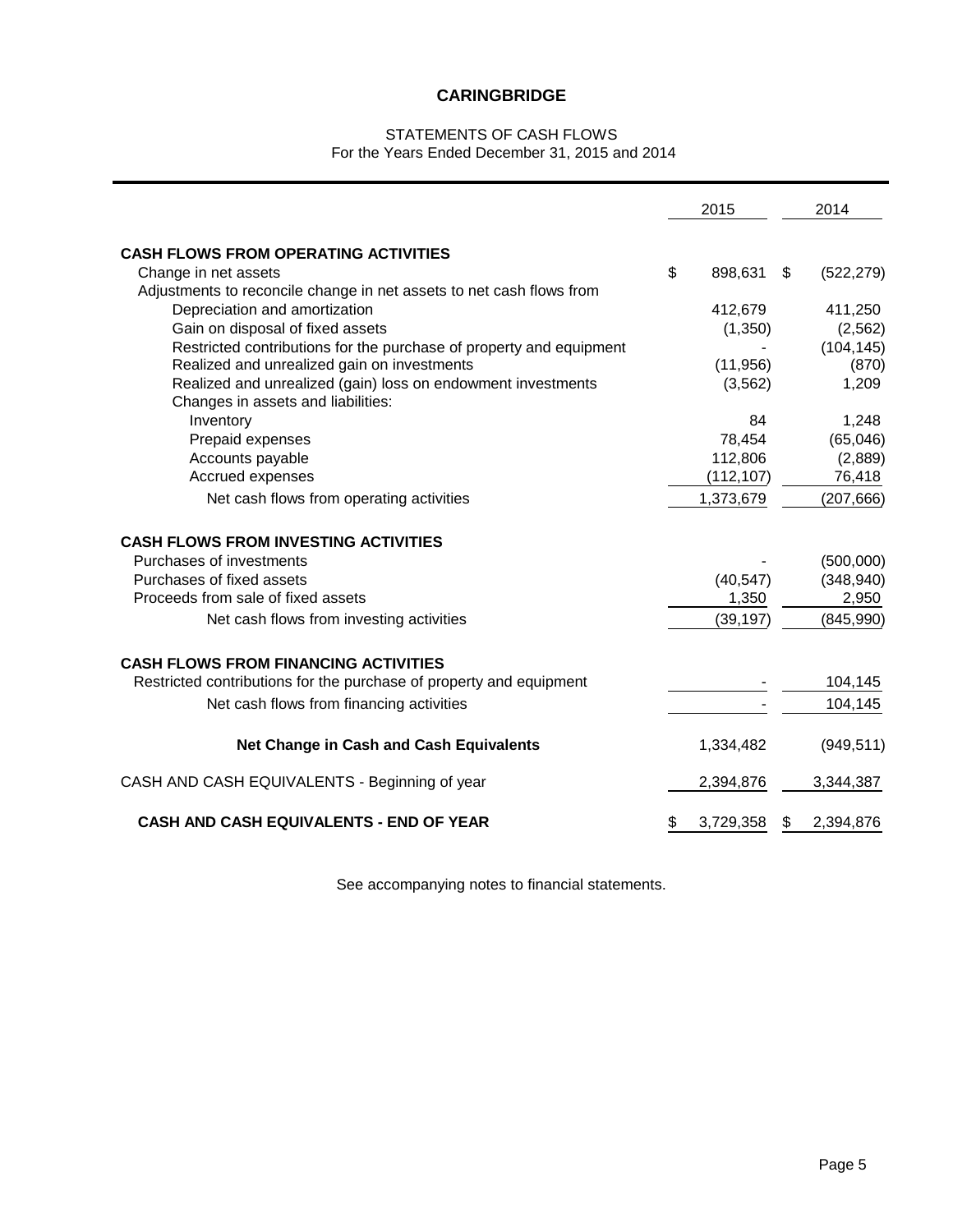# CARINGBRIDGE

STATEMENTS OF CASH FLOWS
For the Years Ended December 31, 2015 and 2014

| | 2015 | 2014 |
|---|---|---|
| **CASH FLOWS FROM OPERATING ACTIVITIES** | | |
| Change in net assets | $ 898,631 | $ (522,279) |
| Adjustments to reconcile change in net assets to net cash flows from | | |
| Depreciation and amortization | 412,679 | 411,250 |
| Gain on disposal of fixed assets | (1,350) | (2,562) |
| Restricted contributions for the purchase of property and equipment | - | (104,145) |
| Realized and unrealized gain on investments | (11,956) | (870) |
| Realized and unrealized (gain) loss on endowment investments | (3,562) | 1,209 |
| Changes in assets and liabilities: | | |
| Inventory | 84 | 1,248 |
| Prepaid expenses | 78,454 | (65,046) |
| Accounts payable | 112,806 | (2,889) |
| Accrued expenses | (112,107) | 76,418 |
| Net cash flows from operating activities | 1,373,679 | (207,666) |
| **CASH FLOWS FROM INVESTING ACTIVITIES** | | |
| Purchases of investments | - | (500,000) |
| Purchases of fixed assets | (40,547) | (348,940) |
| Proceeds from sale of fixed assets | 1,350 | 2,950 |
| Net cash flows from investing activities | (39,197) | (845,990) |
| **CASH FLOWS FROM FINANCING ACTIVITIES** | | |
| Restricted contributions for the purchase of property and equipment | - | 104,145 |
| Net cash flows from financing activities | - | 104,145 |
| **Net Change in Cash and Cash Equivalents** | 1,334,482 | (949,511) |
| CASH AND CASH EQUIVALENTS - Beginning of year | 2,394,876 | 3,344,387 |
| **CASH AND CASH EQUIVALENTS - END OF YEAR** | $ 3,729,358 | $ 2,394,876 |

See accompanying notes to financial statements.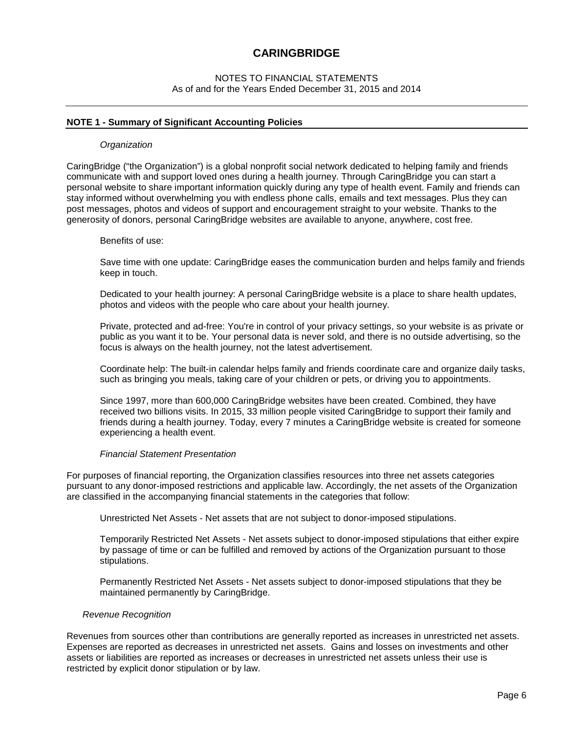# CARINGBRIDGE

NOTES TO FINANCIAL STATEMENTS
As of and for the Years Ended December 31, 2015 and 2014

## NOTE 1 - Summary of Significant Accounting Policies

*Organization*

CaringBridge ("the Organization") is a global nonprofit social network dedicated to helping family and friends communicate with and support loved ones during a health journey. Through CaringBridge you can start a personal website to share important information quickly during any type of health event. Family and friends can stay informed without overwhelming you with endless phone calls, emails and text messages. Plus they can post messages, photos and videos of support and encouragement straight to your website. Thanks to the generosity of donors, personal CaringBridge websites are available to anyone, anywhere, cost free.

Benefits of use:

Save time with one update: CaringBridge eases the communication burden and helps family and friends keep in touch.

Dedicated to your health journey: A personal CaringBridge website is a place to share health updates, photos and videos with the people who care about your health journey.

Private, protected and ad-free: You're in control of your privacy settings, so your website is as private or public as you want it to be. Your personal data is never sold, and there is no outside advertising, so the focus is always on the health journey, not the latest advertisement.

Coordinate help: The built-in calendar helps family and friends coordinate care and organize daily tasks, such as bringing you meals, taking care of your children or pets, or driving you to appointments.

Since 1997, more than 600,000 CaringBridge websites have been created. Combined, they have received two billions visits. In 2015, 33 million people visited CaringBridge to support their family and friends during a health journey. Today, every 7 minutes a CaringBridge website is created for someone experiencing a health event.

*Financial Statement Presentation*

For purposes of financial reporting, the Organization classifies resources into three net assets categories pursuant to any donor-imposed restrictions and applicable law. Accordingly, the net assets of the Organization are classified in the accompanying financial statements in the categories that follow:

Unrestricted Net Assets - Net assets that are not subject to donor-imposed stipulations.

Temporarily Restricted Net Assets - Net assets subject to donor-imposed stipulations that either expire by passage of time or can be fulfilled and removed by actions of the Organization pursuant to those stipulations.

Permanently Restricted Net Assets - Net assets subject to donor-imposed stipulations that they be maintained permanently by CaringBridge.

*Revenue Recognition*

Revenues from sources other than contributions are generally reported as increases in unrestricted net assets. Expenses are reported as decreases in unrestricted net assets. Gains and losses on investments and other assets or liabilities are reported as increases or decreases in unrestricted net assets unless their use is restricted by explicit donor stipulation or by law.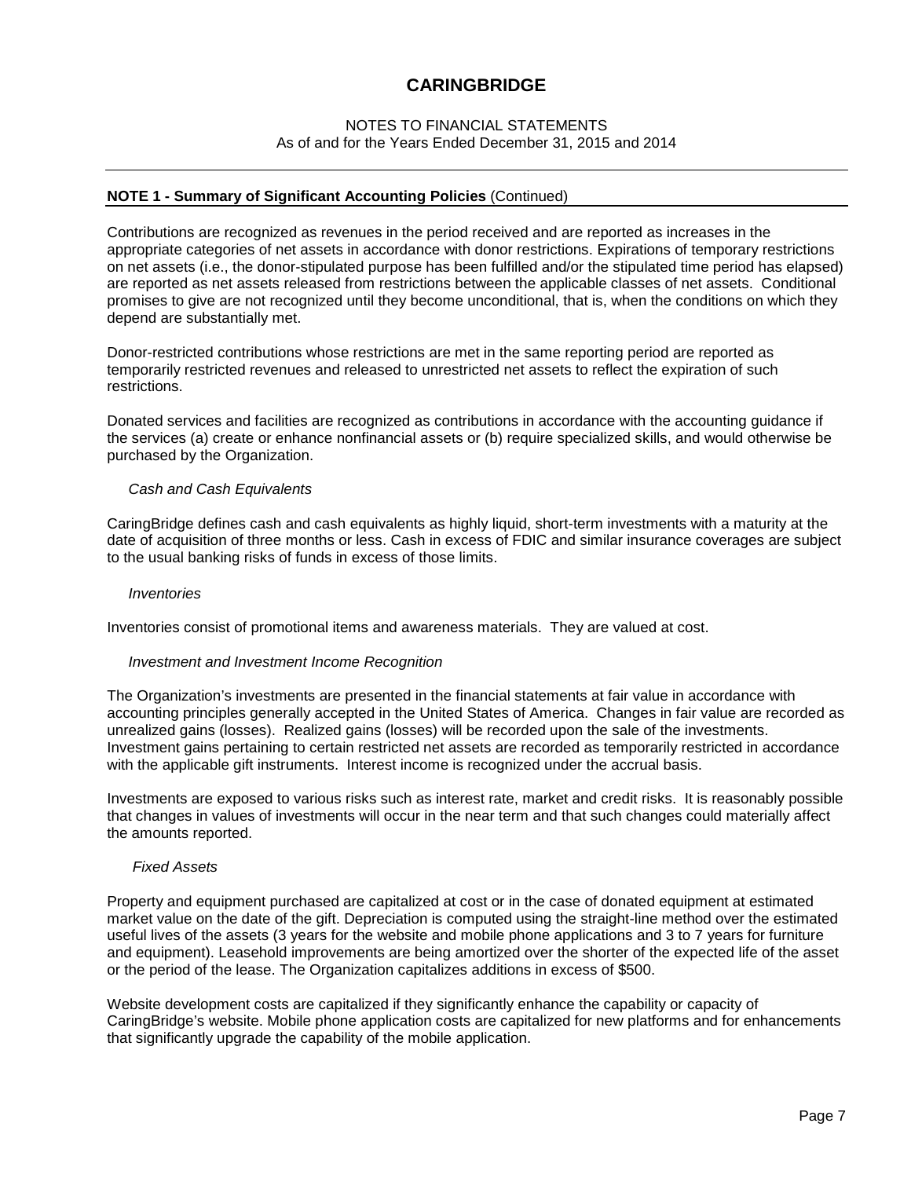## NOTE 1 - Summary of Significant Accounting Policies (Continued)

Contributions are recognized as revenues in the period received and are reported as increases in the appropriate categories of net assets in accordance with donor restrictions. Expirations of temporary restrictions on net assets (i.e., the donor-stipulated purpose has been fulfilled and/or the stipulated time period has elapsed) are reported as net assets released from restrictions between the applicable classes of net assets. Conditional promises to give are not recognized until they become unconditional, that is, when the conditions on which they depend are substantially met.

Donor-restricted contributions whose restrictions are met in the same reporting period are reported as temporarily restricted revenues and released to unrestricted net assets to reflect the expiration of such restrictions.

Donated services and facilities are recognized as contributions in accordance with the accounting guidance if the services (a) create or enhance nonfinancial assets or (b) require specialized skills, and would otherwise be purchased by the Organization.

*Cash and Cash Equivalents*

CaringBridge defines cash and cash equivalents as highly liquid, short-term investments with a maturity at the date of acquisition of three months or less. Cash in excess of FDIC and similar insurance coverages are subject to the usual banking risks of funds in excess of those limits.

*Inventories*

Inventories consist of promotional items and awareness materials. They are valued at cost.

*Investment and Investment Income Recognition*

The Organization's investments are presented in the financial statements at fair value in accordance with accounting principles generally accepted in the United States of America. Changes in fair value are recorded as unrealized gains (losses). Realized gains (losses) will be recorded upon the sale of the investments. Investment gains pertaining to certain restricted net assets are recorded as temporarily restricted in accordance with the applicable gift instruments. Interest income is recognized under the accrual basis.

Investments are exposed to various risks such as interest rate, market and credit risks. It is reasonably possible that changes in values of investments will occur in the near term and that such changes could materially affect the amounts reported.

*Fixed Assets*

Property and equipment purchased are capitalized at cost or in the case of donated equipment at estimated market value on the date of the gift. Depreciation is computed using the straight-line method over the estimated useful lives of the assets (3 years for the website and mobile phone applications and 3 to 7 years for furniture and equipment). Leasehold improvements are being amortized over the shorter of the expected life of the asset or the period of the lease. The Organization capitalizes additions in excess of $500.

Website development costs are capitalized if they significantly enhance the capability or capacity of CaringBridge's website. Mobile phone application costs are capitalized for new platforms and for enhancements that significantly upgrade the capability of the mobile application.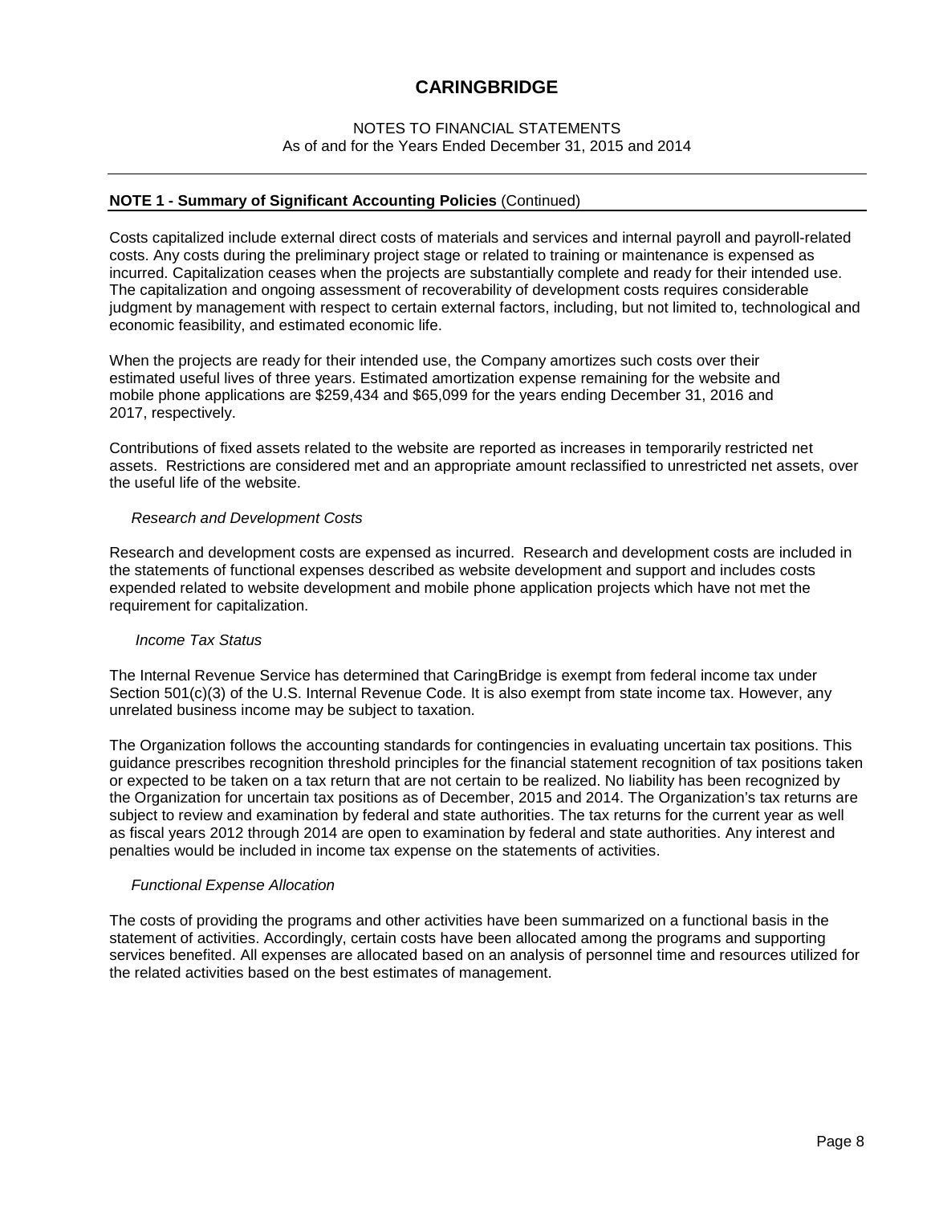# CARINGBRIDGE

NOTES TO FINANCIAL STATEMENTS
As of and for the Years Ended December 31, 2015 and 2014

## NOTE 1 - Summary of Significant Accounting Policies (Continued)

Costs capitalized include external direct costs of materials and services and internal payroll and payroll-related costs. Any costs during the preliminary project stage or related to training or maintenance is expensed as incurred. Capitalization ceases when the projects are substantially complete and ready for their intended use. The capitalization and ongoing assessment of recoverability of development costs requires considerable judgment by management with respect to certain external factors, including, but not limited to, technological and economic feasibility, and estimated economic life.

When the projects are ready for their intended use, the Company amortizes such costs over their estimated useful lives of three years. Estimated amortization expense remaining for the website and mobile phone applications are $259,434 and $65,099 for the years ending December 31, 2016 and 2017, respectively.

Contributions of fixed assets related to the website are reported as increases in temporarily restricted net assets. Restrictions are considered met and an appropriate amount reclassified to unrestricted net assets, over the useful life of the website.

*Research and Development Costs*

Research and development costs are expensed as incurred. Research and development costs are included in the statements of functional expenses described as website development and support and includes costs expended related to website development and mobile phone application projects which have not met the requirement for capitalization.

*Income Tax Status*

The Internal Revenue Service has determined that CaringBridge is exempt from federal income tax under Section 501(c)(3) of the U.S. Internal Revenue Code. It is also exempt from state income tax. However, any unrelated business income may be subject to taxation.

The Organization follows the accounting standards for contingencies in evaluating uncertain tax positions. This guidance prescribes recognition threshold principles for the financial statement recognition of tax positions taken or expected to be taken on a tax return that are not certain to be realized. No liability has been recognized by the Organization for uncertain tax positions as of December, 2015 and 2014. The Organization's tax returns are subject to review and examination by federal and state authorities. The tax returns for the current year as well as fiscal years 2012 through 2014 are open to examination by federal and state authorities. Any interest and penalties would be included in income tax expense on the statements of activities.

*Functional Expense Allocation*

The costs of providing the programs and other activities have been summarized on a functional basis in the statement of activities. Accordingly, certain costs have been allocated among the programs and supporting services benefited. All expenses are allocated based on an analysis of personnel time and resources utilized for the related activities based on the best estimates of management.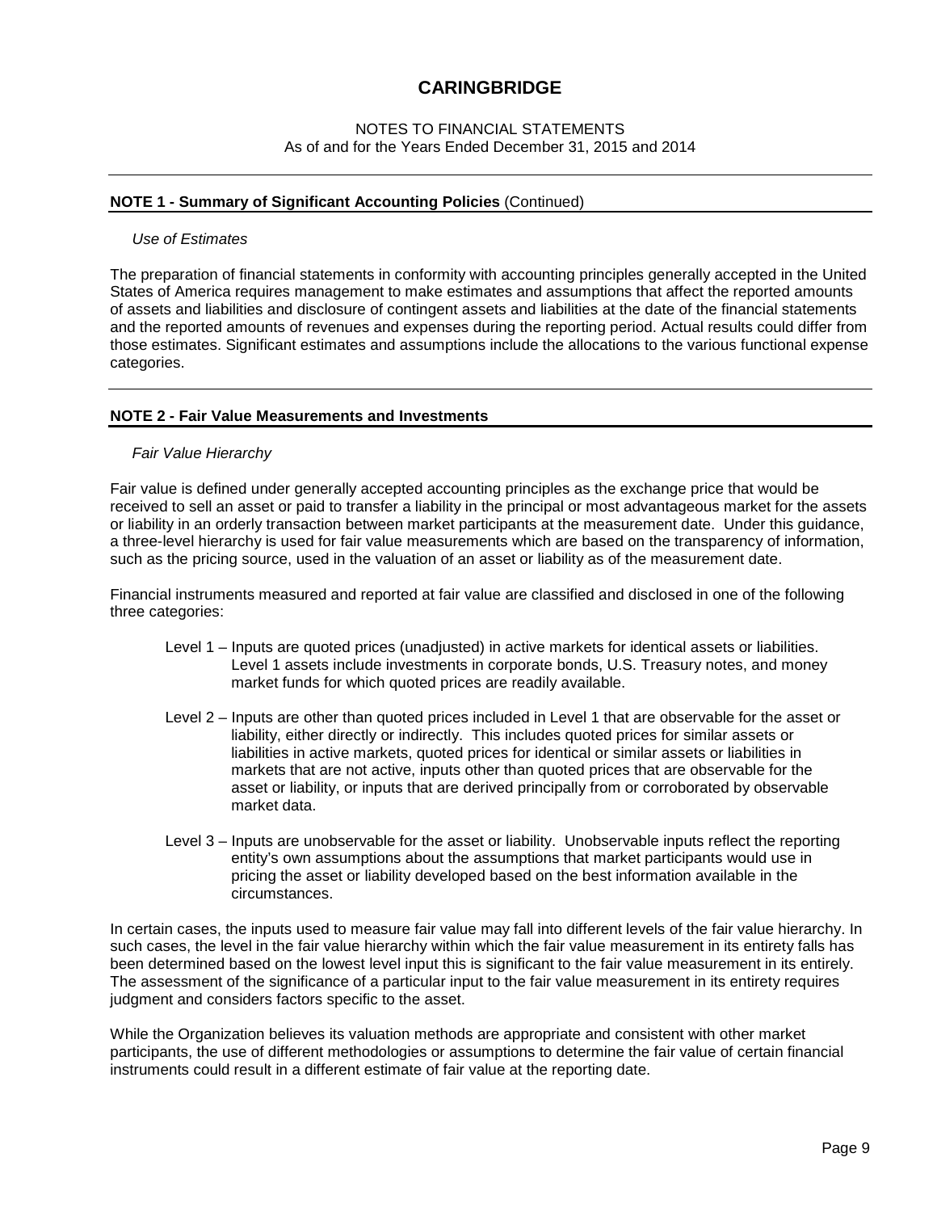# CARINGBRIDGE

NOTES TO FINANCIAL STATEMENTS
As of and for the Years Ended December 31, 2015 and 2014

## NOTE 1 - Summary of Significant Accounting Policies (Continued)

*Use of Estimates*

The preparation of financial statements in conformity with accounting principles generally accepted in the United States of America requires management to make estimates and assumptions that affect the reported amounts of assets and liabilities and disclosure of contingent assets and liabilities at the date of the financial statements and the reported amounts of revenues and expenses during the reporting period. Actual results could differ from those estimates. Significant estimates and assumptions include the allocations to the various functional expense categories.

## NOTE 2 - Fair Value Measurements and Investments

*Fair Value Hierarchy*

Fair value is defined under generally accepted accounting principles as the exchange price that would be received to sell an asset or paid to transfer a liability in the principal or most advantageous market for the assets or liability in an orderly transaction between market participants at the measurement date. Under this guidance, a three-level hierarchy is used for fair value measurements which are based on the transparency of information, such as the pricing source, used in the valuation of an asset or liability as of the measurement date.

Financial instruments measured and reported at fair value are classified and disclosed in one of the following three categories:

- Level 1 – Inputs are quoted prices (unadjusted) in active markets for identical assets or liabilities. Level 1 assets include investments in corporate bonds, U.S. Treasury notes, and money market funds for which quoted prices are readily available.
- Level 2 – Inputs are other than quoted prices included in Level 1 that are observable for the asset or liability, either directly or indirectly. This includes quoted prices for similar assets or liabilities in active markets, quoted prices for identical or similar assets or liabilities in markets that are not active, inputs other than quoted prices that are observable for the asset or liability, or inputs that are derived principally from or corroborated by observable market data.
- Level 3 – Inputs are unobservable for the asset or liability. Unobservable inputs reflect the reporting entity's own assumptions about the assumptions that market participants would use in pricing the asset or liability developed based on the best information available in the circumstances.

In certain cases, the inputs used to measure fair value may fall into different levels of the fair value hierarchy. In such cases, the level in the fair value hierarchy within which the fair value measurement in its entirety falls has been determined based on the lowest level input this is significant to the fair value measurement in its entirely. The assessment of the significance of a particular input to the fair value measurement in its entirety requires judgment and considers factors specific to the asset.

While the Organization believes its valuation methods are appropriate and consistent with other market participants, the use of different methodologies or assumptions to determine the fair value of certain financial instruments could result in a different estimate of fair value at the reporting date.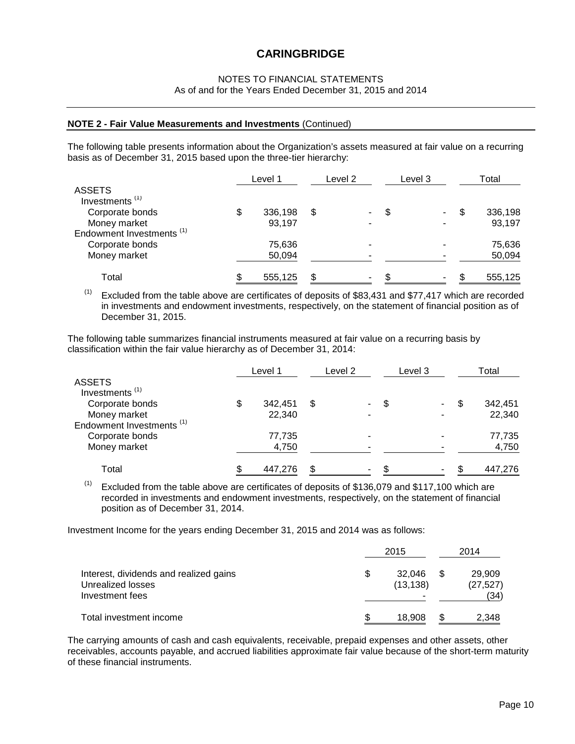## NOTE 2 - Fair Value Measurements and Investments (Continued)

The following table presents information about the Organization's assets measured at fair value on a recurring basis as of December 31, 2015 based upon the three-tier hierarchy:

| | Level 1 | Level 2 | Level 3 | Total |
|---|---|---|---|---|
| ASSETS | | | | |
| Investments [(1)] | | | | |
| Corporate bonds | $ 336,198 | $ - | $ - | $ 336,198 |
| Money market | 93,197 | - | - | 93,197 |
| Endowment Investments [(1)] | | | | |
| Corporate bonds | 75,636 | - | - | 75,636 |
| Money market | 50,094 | - | - | 50,094 |
| Total | $ 555,125 | $ - | $ - | $ 555,125 |

[(1)] Excluded from the table above are certificates of deposits of $83,431 and $77,417 which are recorded in investments and endowment investments, respectively, on the statement of financial position as of December 31, 2015.

The following table summarizes financial instruments measured at fair value on a recurring basis by classification within the fair value hierarchy as of December 31, 2014:

| | Level 1 | Level 2 | Level 3 | Total |
|---|---|---|---|---|
| ASSETS | | | | |
| Investments [(1)] | | | | |
| Corporate bonds | $ 342,451 | $ - | $ - | $ 342,451 |
| Money market | 22,340 | - | - | 22,340 |
| Endowment Investments [(1)] | | | | |
| Corporate bonds | 77,735 | - | - | 77,735 |
| Money market | 4,750 | - | - | 4,750 |
| Total | $ 447,276 | $ - | $ - | $ 447,276 |

[(1)] Excluded from the table above are certificates of deposits of $136,079 and $117,100 which are recorded in investments and endowment investments, respectively, on the statement of financial position as of December 31, 2014.

Investment Income for the years ending December 31, 2015 and 2014 was as follows:

| | 2015 | 2014 |
|---|---|---|
| Interest, dividends and realized gains | $ 32,046 | $ 29,909 |
| Unrealized losses | (13,138) | (27,527) |
| Investment fees | - | (34) |
| Total investment income | $ 18,908 | $ 2,348 |

The carrying amounts of cash and cash equivalents, receivable, prepaid expenses and other assets, other receivables, accounts payable, and accrued liabilities approximate fair value because of the short-term maturity of these financial instruments.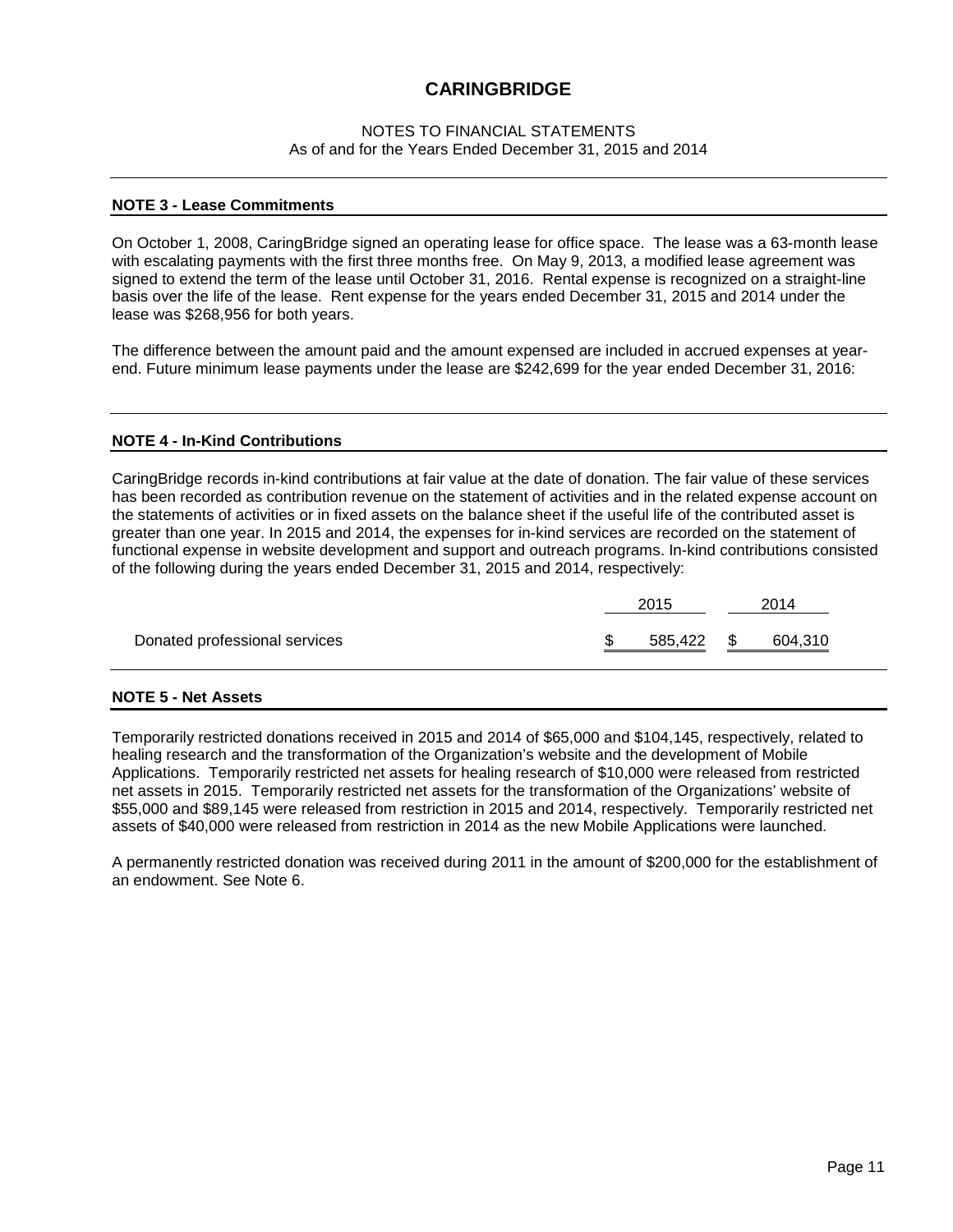# CARINGBRIDGE

NOTES TO FINANCIAL STATEMENTS
As of and for the Years Ended December 31, 2015 and 2014

## NOTE 3 - Lease Commitments

On October 1, 2008, CaringBridge signed an operating lease for office space. The lease was a 63-month lease with escalating payments with the first three months free. On May 9, 2013, a modified lease agreement was signed to extend the term of the lease until October 31, 2016. Rental expense is recognized on a straight-line basis over the life of the lease. Rent expense for the years ended December 31, 2015 and 2014 under the lease was $268,956 for both years.

The difference between the amount paid and the amount expensed are included in accrued expenses at year-end. Future minimum lease payments under the lease are $242,699 for the year ended December 31, 2016:

## NOTE 4 - In-Kind Contributions

CaringBridge records in-kind contributions at fair value at the date of donation. The fair value of these services has been recorded as contribution revenue on the statement of activities and in the related expense account on the statements of activities or in fixed assets on the balance sheet if the useful life of the contributed asset is greater than one year. In 2015 and 2014, the expenses for in-kind services are recorded on the statement of functional expense in website development and support and outreach programs. In-kind contributions consisted of the following during the years ended December 31, 2015 and 2014, respectively:

| | 2015 | 2014 |
|---|---|---|
| Donated professional services | $ 585,422 | $ 604,310 |

## NOTE 5 - Net Assets

Temporarily restricted donations received in 2015 and 2014 of $65,000 and $104,145, respectively, related to healing research and the transformation of the Organization's website and the development of Mobile Applications. Temporarily restricted net assets for healing research of $10,000 were released from restricted net assets in 2015. Temporarily restricted net assets for the transformation of the Organizations' website of $55,000 and $89,145 were released from restriction in 2015 and 2014, respectively. Temporarily restricted net assets of $40,000 were released from restriction in 2014 as the new Mobile Applications were launched.

A permanently restricted donation was received during 2011 in the amount of $200,000 for the establishment of an endowment. See Note 6.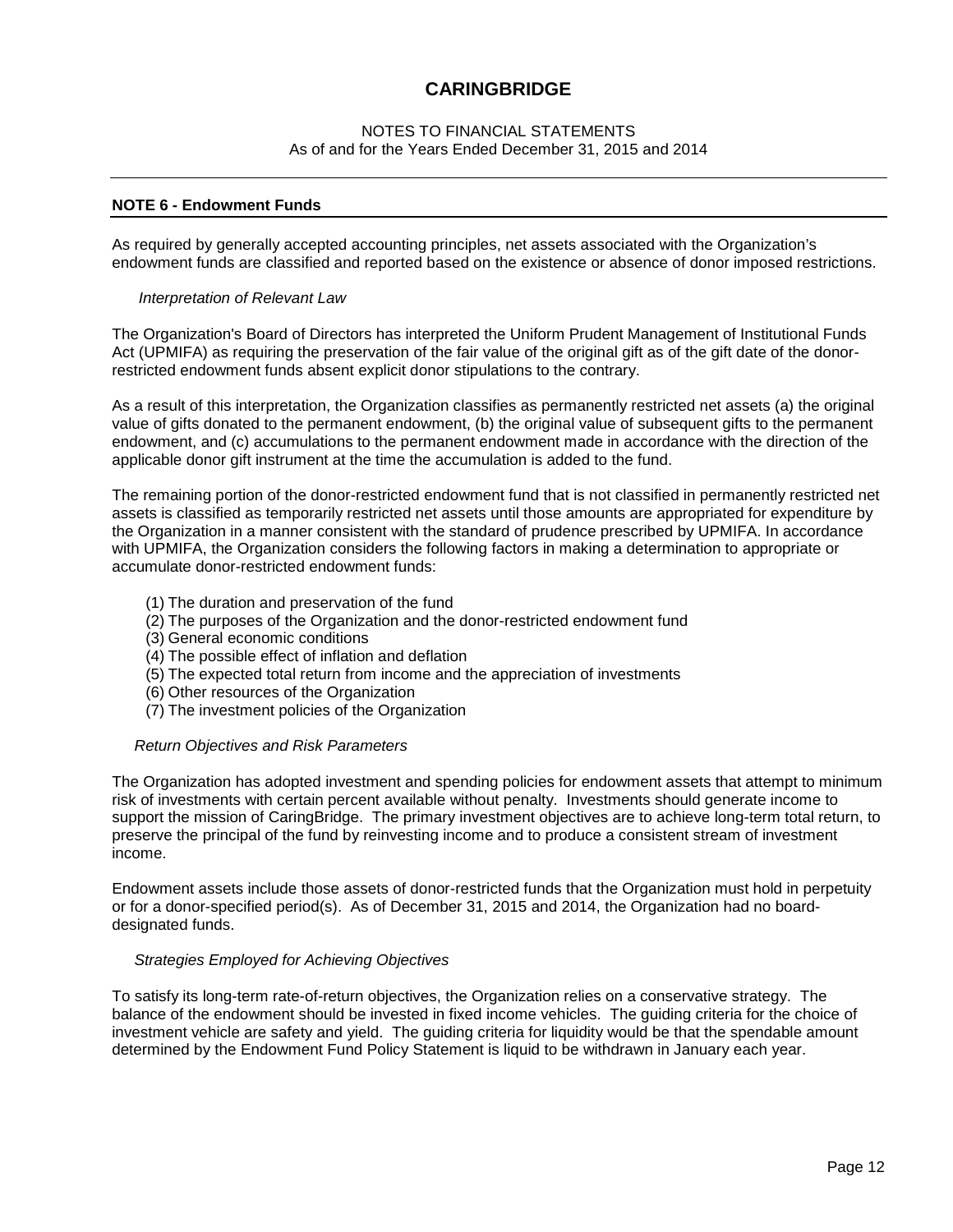# CARINGBRIDGE

NOTES TO FINANCIAL STATEMENTS
As of and for the Years Ended December 31, 2015 and 2014

## NOTE 6 - Endowment Funds

As required by generally accepted accounting principles, net assets associated with the Organization's endowment funds are classified and reported based on the existence or absence of donor imposed restrictions.

*Interpretation of Relevant Law*

The Organization's Board of Directors has interpreted the Uniform Prudent Management of Institutional Funds Act (UPMIFA) as requiring the preservation of the fair value of the original gift as of the gift date of the donor-restricted endowment funds absent explicit donor stipulations to the contrary.

As a result of this interpretation, the Organization classifies as permanently restricted net assets (a) the original value of gifts donated to the permanent endowment, (b) the original value of subsequent gifts to the permanent endowment, and (c) accumulations to the permanent endowment made in accordance with the direction of the applicable donor gift instrument at the time the accumulation is added to the fund.

The remaining portion of the donor-restricted endowment fund that is not classified in permanently restricted net assets is classified as temporarily restricted net assets until those amounts are appropriated for expenditure by the Organization in a manner consistent with the standard of prudence prescribed by UPMIFA. In accordance with UPMIFA, the Organization considers the following factors in making a determination to appropriate or accumulate donor-restricted endowment funds:

(1) The duration and preservation of the fund
(2) The purposes of the Organization and the donor-restricted endowment fund
(3) General economic conditions
(4) The possible effect of inflation and deflation
(5) The expected total return from income and the appreciation of investments
(6) Other resources of the Organization
(7) The investment policies of the Organization

*Return Objectives and Risk Parameters*

The Organization has adopted investment and spending policies for endowment assets that attempt to minimum risk of investments with certain percent available without penalty. Investments should generate income to support the mission of CaringBridge. The primary investment objectives are to achieve long-term total return, to preserve the principal of the fund by reinvesting income and to produce a consistent stream of investment income.

Endowment assets include those assets of donor-restricted funds that the Organization must hold in perpetuity or for a donor-specified period(s). As of December 31, 2015 and 2014, the Organization had no board-designated funds.

*Strategies Employed for Achieving Objectives*

To satisfy its long-term rate-of-return objectives, the Organization relies on a conservative strategy. The balance of the endowment should be invested in fixed income vehicles. The guiding criteria for the choice of investment vehicle are safety and yield. The guiding criteria for liquidity would be that the spendable amount determined by the Endowment Fund Policy Statement is liquid to be withdrawn in January each year.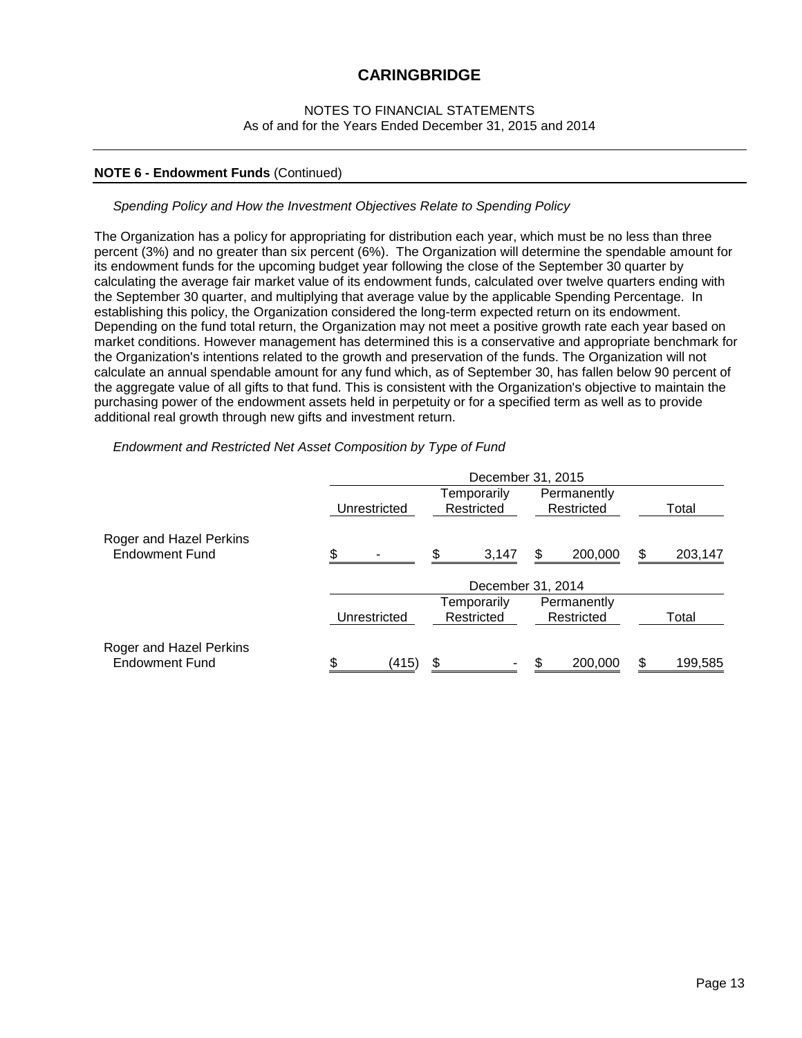# CARINGBRIDGE

NOTES TO FINANCIAL STATEMENTS
As of and for the Years Ended December 31, 2015 and 2014

## NOTE 6 - Endowment Funds (Continued)

*Spending Policy and How the Investment Objectives Relate to Spending Policy*

The Organization has a policy for appropriating for distribution each year, which must be no less than three percent (3%) and no greater than six percent (6%). The Organization will determine the spendable amount for its endowment funds for the upcoming budget year following the close of the September 30 quarter by calculating the average fair market value of its endowment funds, calculated over twelve quarters ending with the September 30 quarter, and multiplying that average value by the applicable Spending Percentage. In establishing this policy, the Organization considered the long-term expected return on its endowment. Depending on the fund total return, the Organization may not meet a positive growth rate each year based on market conditions. However management has determined this is a conservative and appropriate benchmark for the Organization's intentions related to the growth and preservation of the funds. The Organization will not calculate an annual spendable amount for any fund which, as of September 30, has fallen below 90 percent of the aggregate value of all gifts to that fund. This is consistent with the Organization's objective to maintain the purchasing power of the endowment assets held in perpetuity or for a specified term as well as to provide additional real growth through new gifts and investment return.

*Endowment and Restricted Net Asset Composition by Type of Fund*

| | December 31, 2015 | | | |
|---|---|---|---|---|
| | Unrestricted | Temporarily Restricted | Permanently Restricted | Total |
| Roger and Hazel Perkins Endowment Fund | $ - | $ 3,147 | $ 200,000 | $ 203,147 |

| | December 31, 2014 | | | |
|---|---|---|---|---|
| | Unrestricted | Temporarily Restricted | Permanently Restricted | Total |
| Roger and Hazel Perkins Endowment Fund | $ (415) | $ - | $ 200,000 | $ 199,585 |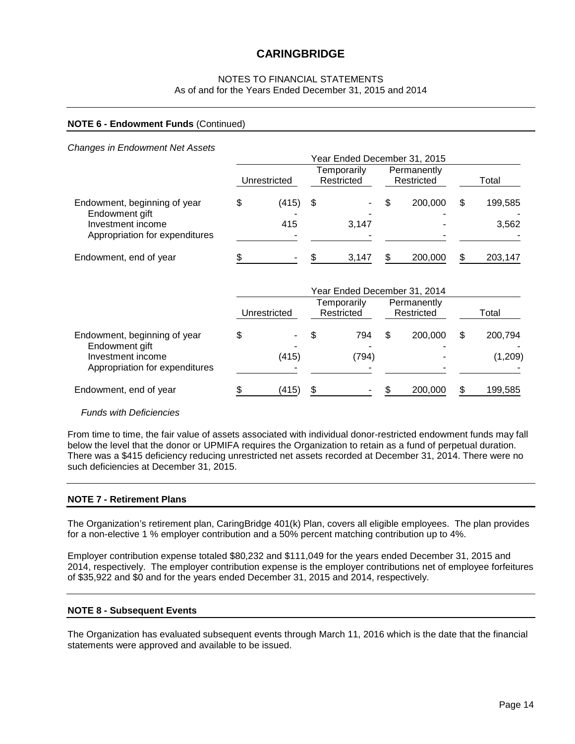# CARINGBRIDGE

NOTES TO FINANCIAL STATEMENTS
As of and for the Years Ended December 31, 2015 and 2014

**NOTE 6 - Endowment Funds** (Continued)

*Changes in Endowment Net Assets*

| | Year Ended December 31, 2015 | | | |
|---|---|---|---|---|
| | Unrestricted | Temporarily Restricted | Permanently Restricted | Total |
| Endowment, beginning of year | $ (415) | $ - | $ 200,000 | $ 199,585 |
| Endowment gift | - | - | - | - |
| Investment income | 415 | 3,147 | - | 3,562 |
| Appropriation for expenditures | - | - | - | - |
| Endowment, end of year | $ - | $ 3,147 | $ 200,000 | $ 203,147 |

| | Year Ended December 31, 2014 | | | |
|---|---|---|---|---|
| | Unrestricted | Temporarily Restricted | Permanently Restricted | Total |
| Endowment, beginning of year | $ - | $ 794 | $ 200,000 | $ 200,794 |
| Endowment gift | - | - | - | - |
| Investment income | (415) | (794) | - | (1,209) |
| Appropriation for expenditures | - | - | - | - |
| Endowment, end of year | $ (415) | $ - | $ 200,000 | $ 199,585 |

*Funds with Deficiencies*

From time to time, the fair value of assets associated with individual donor-restricted endowment funds may fall below the level that the donor or UPMIFA requires the Organization to retain as a fund of perpetual duration. There was a $415 deficiency reducing unrestricted net assets recorded at December 31, 2014. There were no such deficiencies at December 31, 2015.

**NOTE 7 - Retirement Plans**

The Organization's retirement plan, CaringBridge 401(k) Plan, covers all eligible employees. The plan provides for a non-elective 1 % employer contribution and a 50% percent matching contribution up to 4%.

Employer contribution expense totaled $80,232 and $111,049 for the years ended December 31, 2015 and 2014, respectively. The employer contribution expense is the employer contributions net of employee forfeitures of $35,922 and $0 and for the years ended December 31, 2015 and 2014, respectively.

**NOTE 8 - Subsequent Events**

The Organization has evaluated subsequent events through March 11, 2016 which is the date that the financial statements were approved and available to be issued.